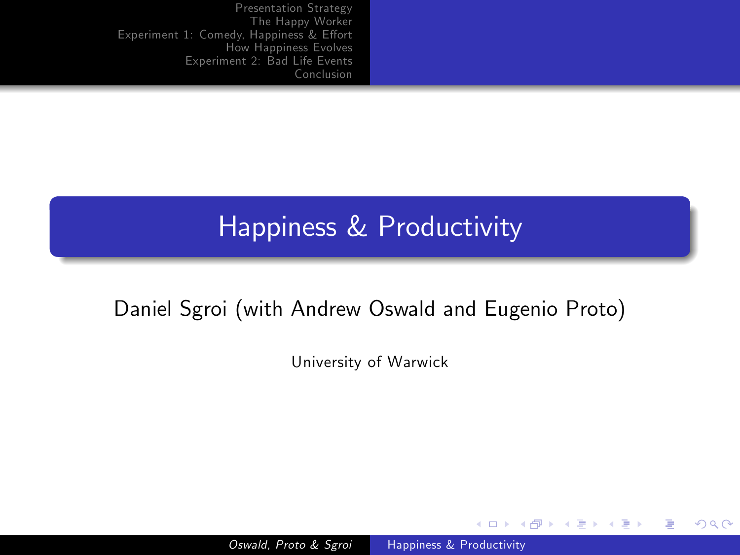# Happiness & Productivity

Daniel Sgroi (with Andrew Oswald and Eugenio Proto)

University of Warwick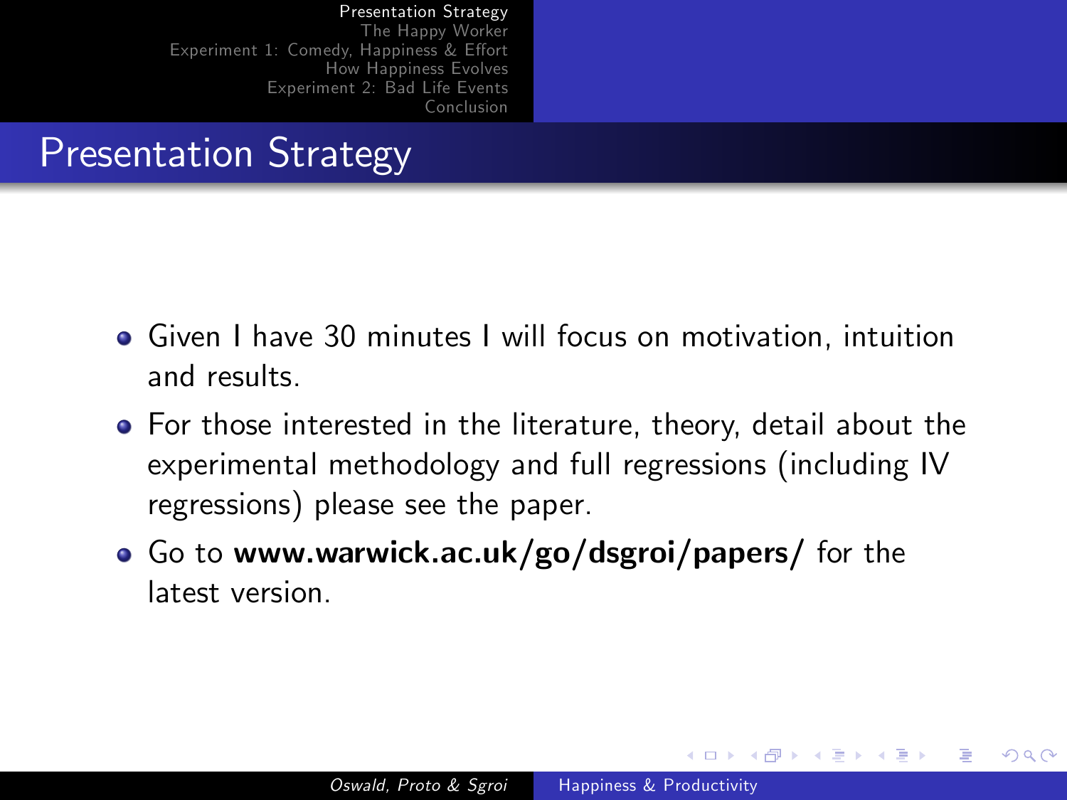# Presentation Strategy

- Given I have 30 minutes I will focus on motivation, intuition and results.
- For those interested in the literature, theory, detail about the experimental methodology and full regressions (including IV regressions) please see the paper.
- Go to **www.warwick.ac.uk/go/dsgroi/papers/** for the latest version.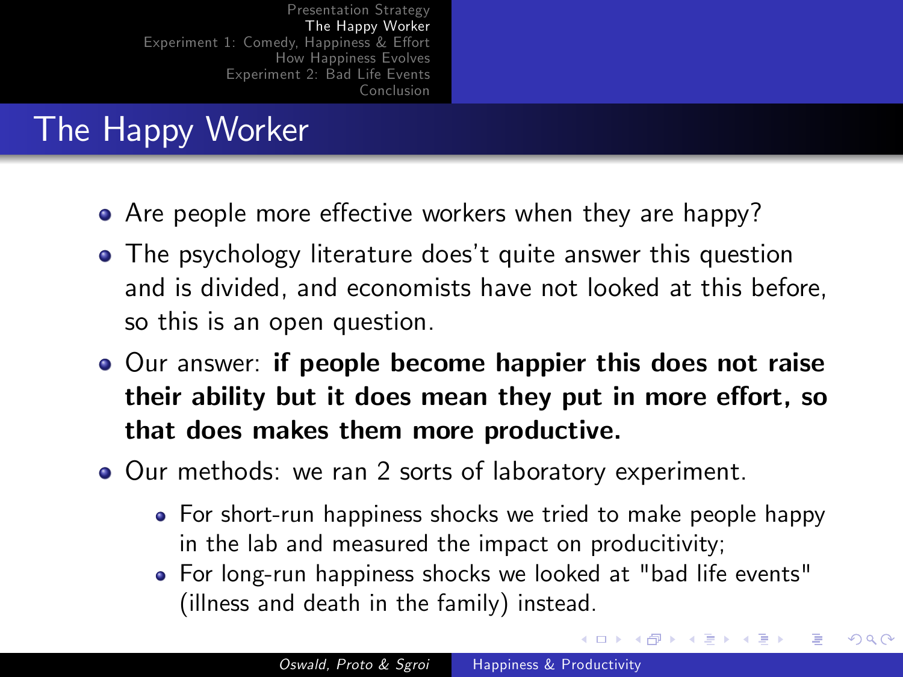# The Happy Worker

- Are people more effective workers when they are happy?
- The psychology literature does't quite answer this question and is divided, and economists have not looked at this before, so this is an open question.
- Our answer: **if people become happier this does not raise their ability but it does mean they put in more effort, so that does makes them more productive.**
- Our methods: we ran 2 sorts of laboratory experiment.
  - For short-run happiness shocks we tried to make people happy in the lab and measured the impact on producitivity;
  - For long-run happiness shocks we looked at "bad life events" (illness and death in the family) instead.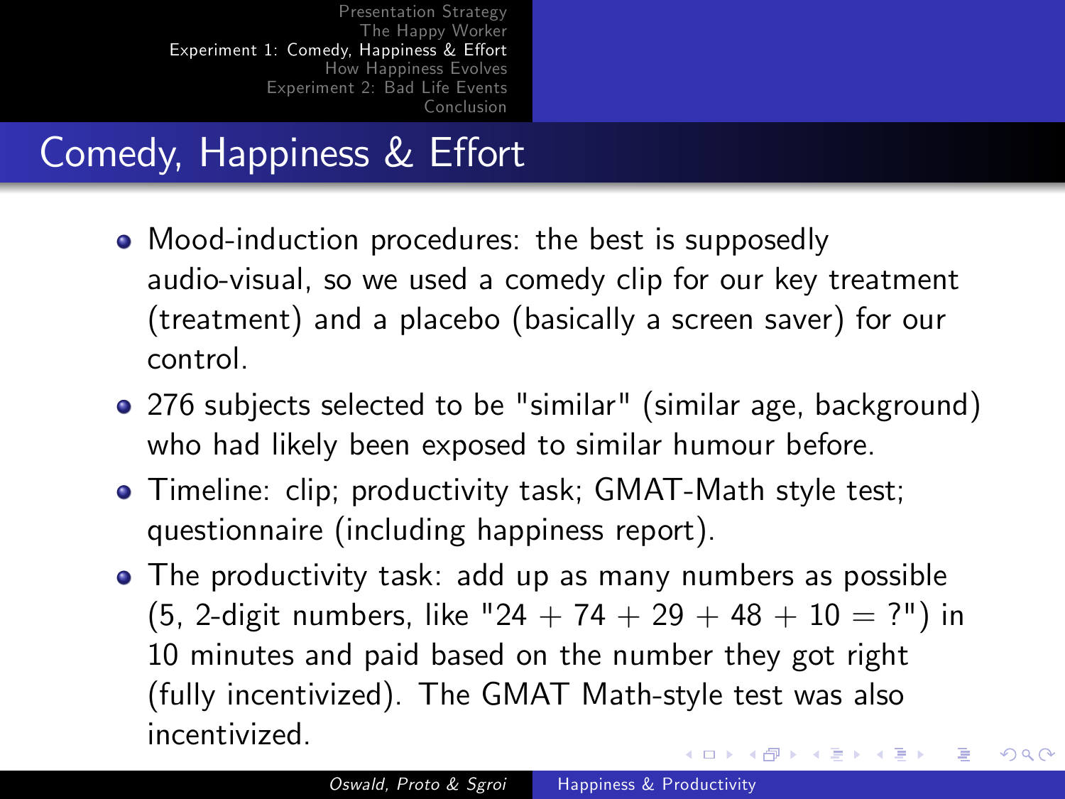## Comedy, Happiness & Effort

- Mood-induction procedures: the best is supposedly audio-visual, so we used a comedy clip for our key treatment (treatment) and a placebo (basically a screen saver) for our control.
- 276 subjects selected to be "similar" (similar age, background) who had likely been exposed to similar humour before.
- Timeline: clip; productivity task; GMAT-Math style test; questionnaire (including happiness report).
- The productivity task: add up as many numbers as possible (5, 2-digit numbers, like "$24 + 74 + 29 + 48 + 10 = ?$") in 10 minutes and paid based on the number they got right (fully incentivized). The GMAT Math-style test was also incentivized.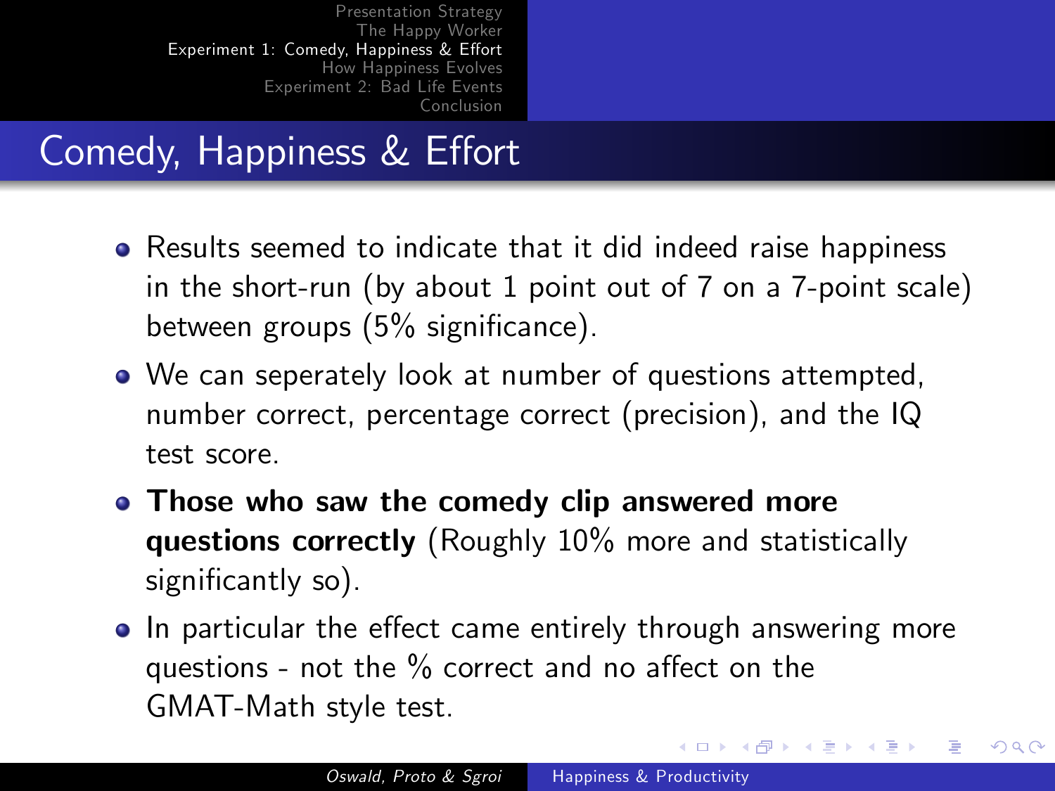## Comedy, Happiness & Effort

- Results seemed to indicate that it did indeed raise happiness in the short-run (by about 1 point out of 7 on a 7-point scale) between groups (5% significance).
- We can seperately look at number of questions attempted, number correct, percentage correct (precision), and the IQ test score.
- **Those who saw the comedy clip answered more questions correctly** (Roughly 10% more and statistically significantly so).
- In particular the effect came entirely through answering more questions - not the % correct and no affect on the GMAT-Math style test.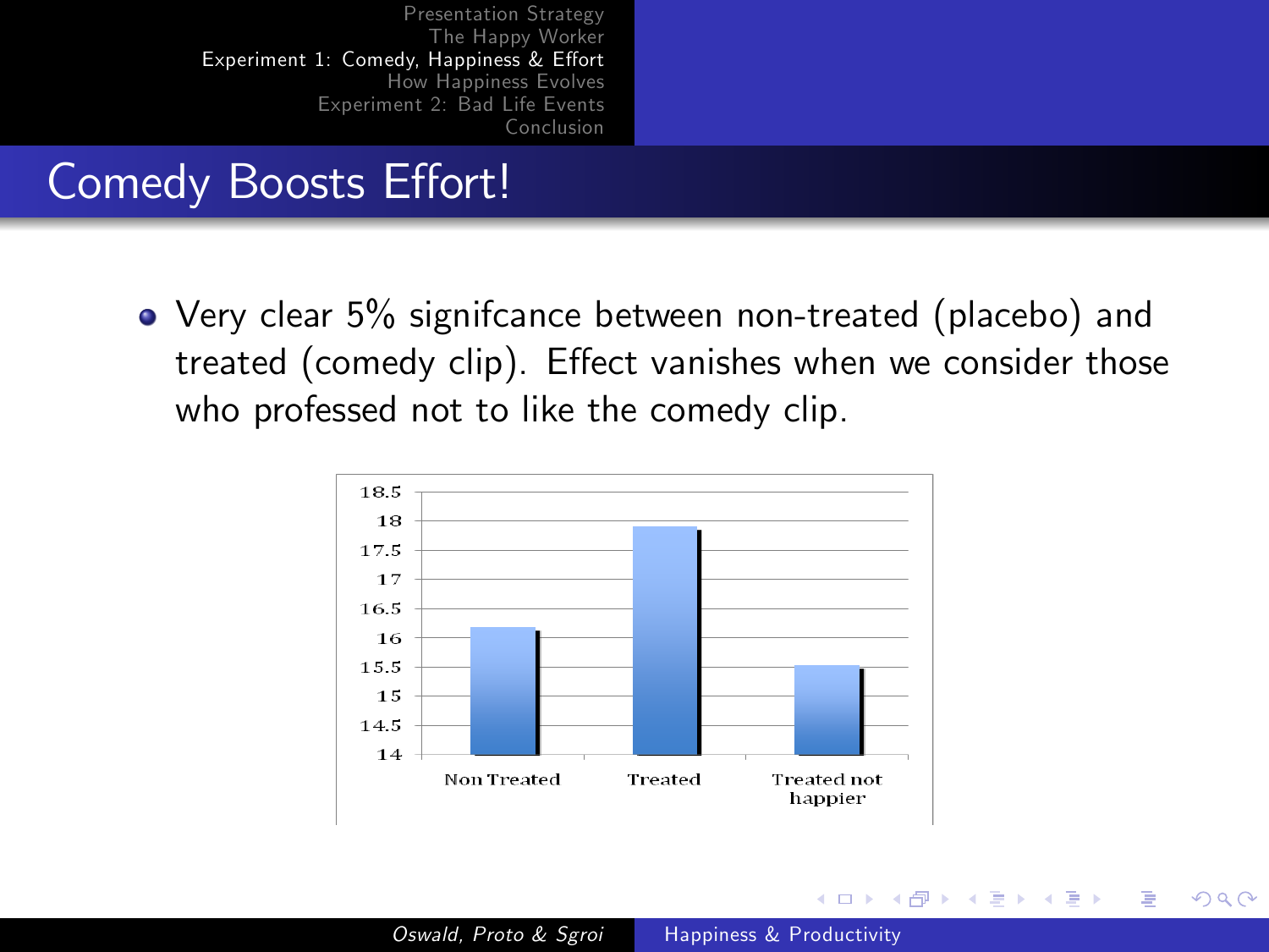# Comedy Boosts Effort!

- Very clear 5% signifcance between non-treated (placebo) and treated (comedy clip). Effect vanishes when we consider those who professed not to like the comedy clip.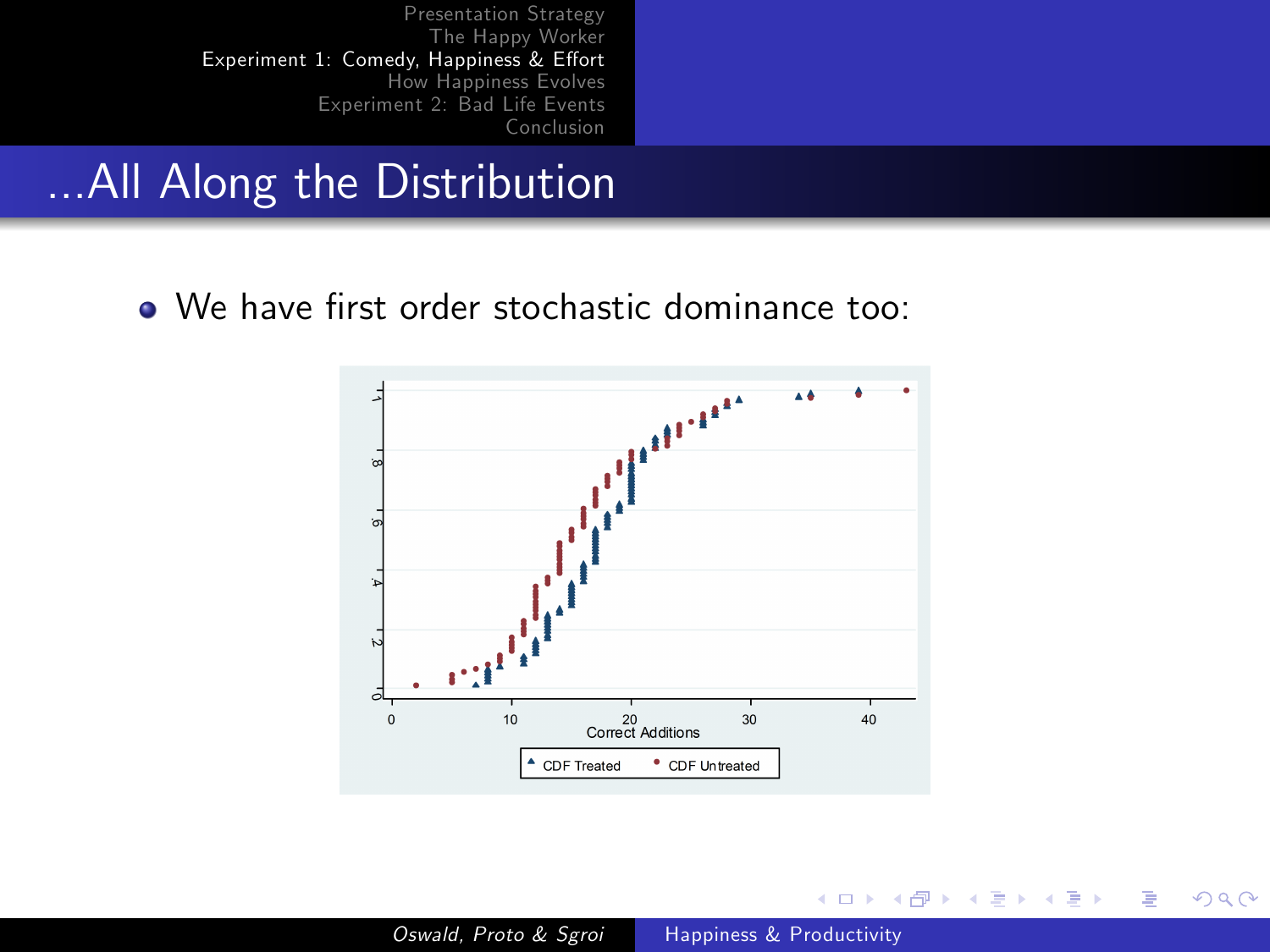# ...All Along the Distribution

- We have first order stochastic dominance too: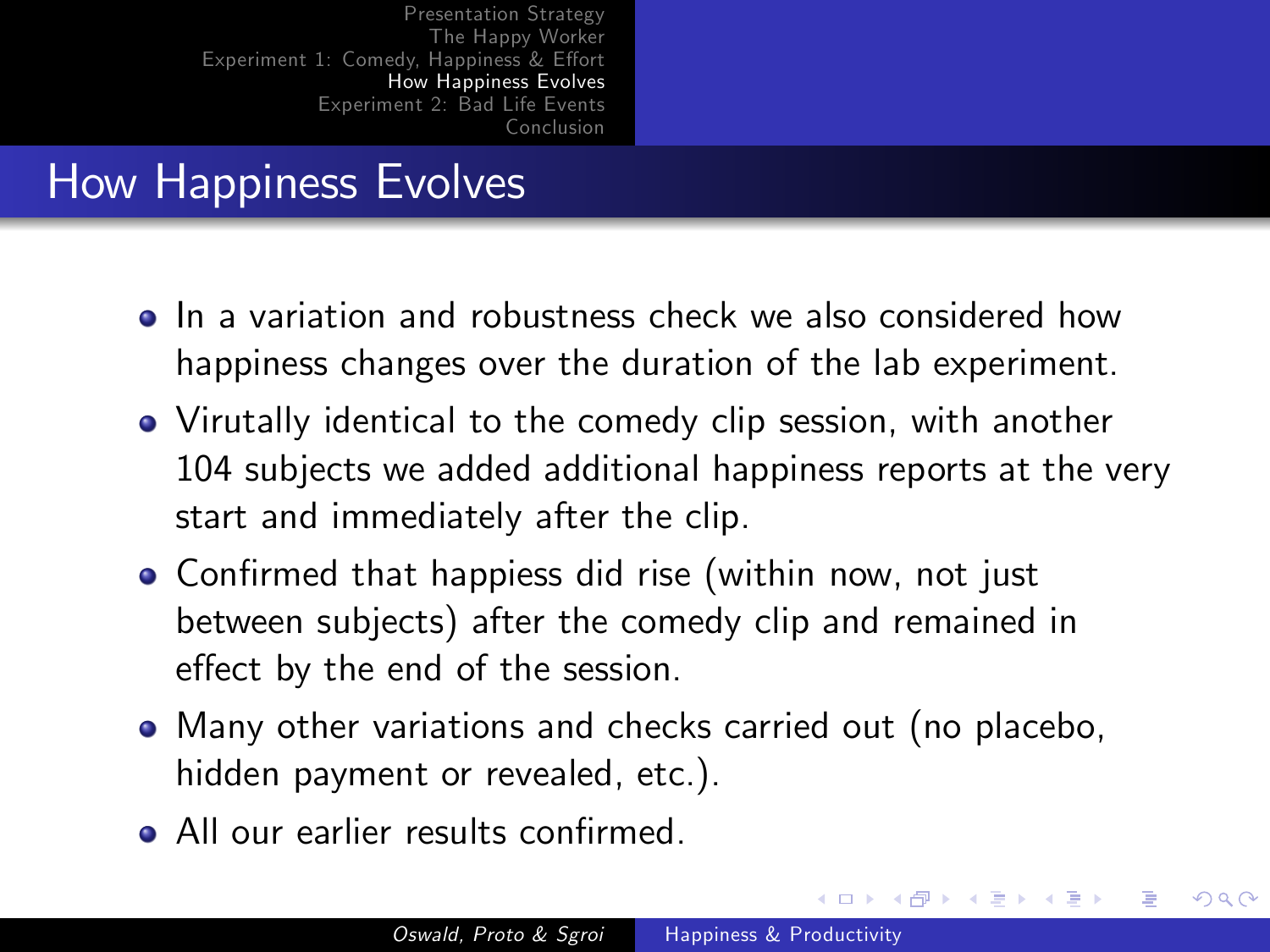## How Happiness Evolves

- In a variation and robustness check we also considered how happiness changes over the duration of the lab experiment.
- Virutally identical to the comedy clip session, with another 104 subjects we added additional happiness reports at the very start and immediately after the clip.
- Confirmed that happiess did rise (within now, not just between subjects) after the comedy clip and remained in effect by the end of the session.
- Many other variations and checks carried out (no placebo, hidden payment or revealed, etc.).
- All our earlier results confirmed.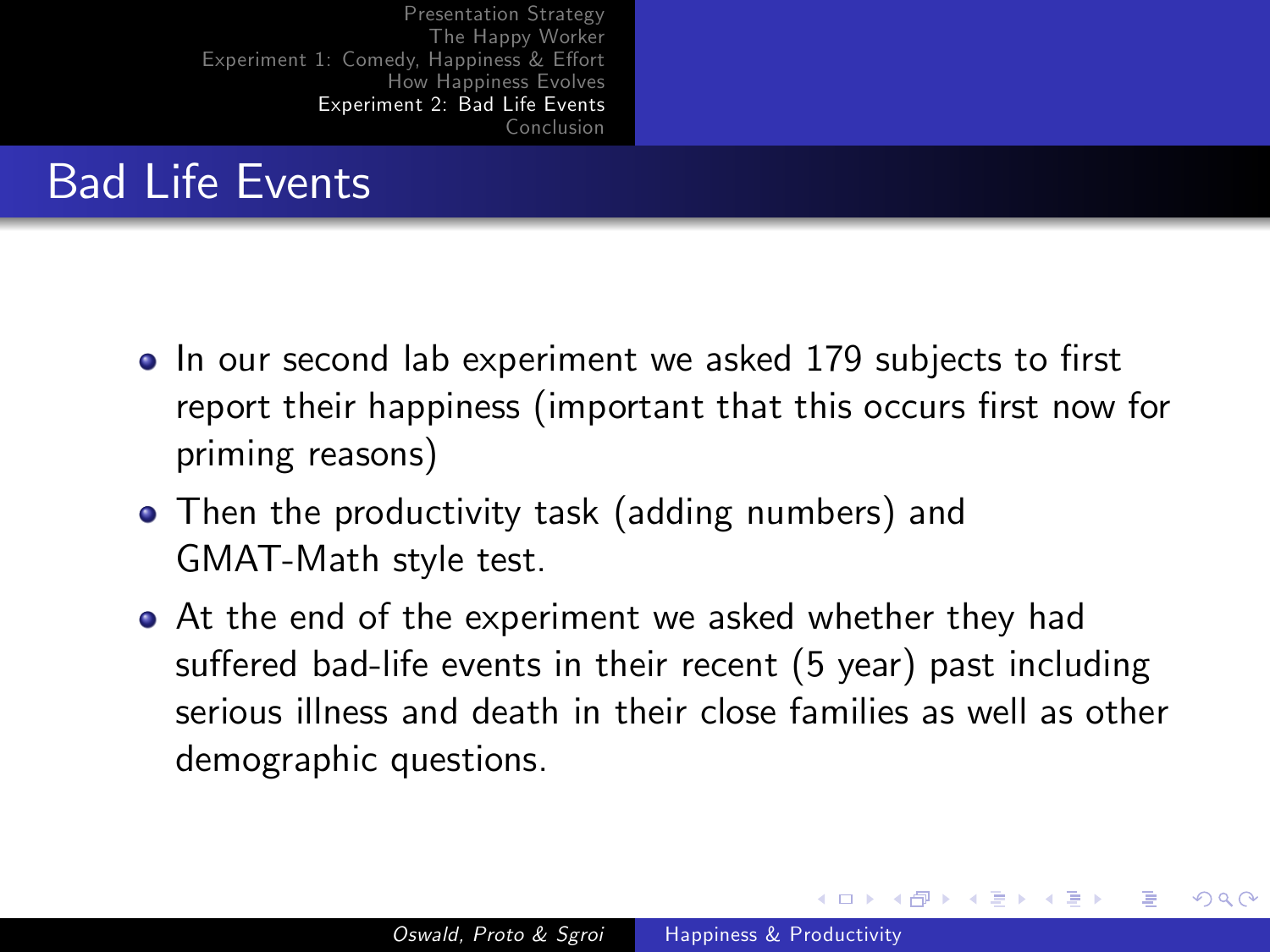## Bad Life Events

- In our second lab experiment we asked 179 subjects to first report their happiness (important that this occurs first now for priming reasons)
- Then the productivity task (adding numbers) and GMAT-Math style test.
- At the end of the experiment we asked whether they had suffered bad-life events in their recent (5 year) past including serious illness and death in their close families as well as other demographic questions.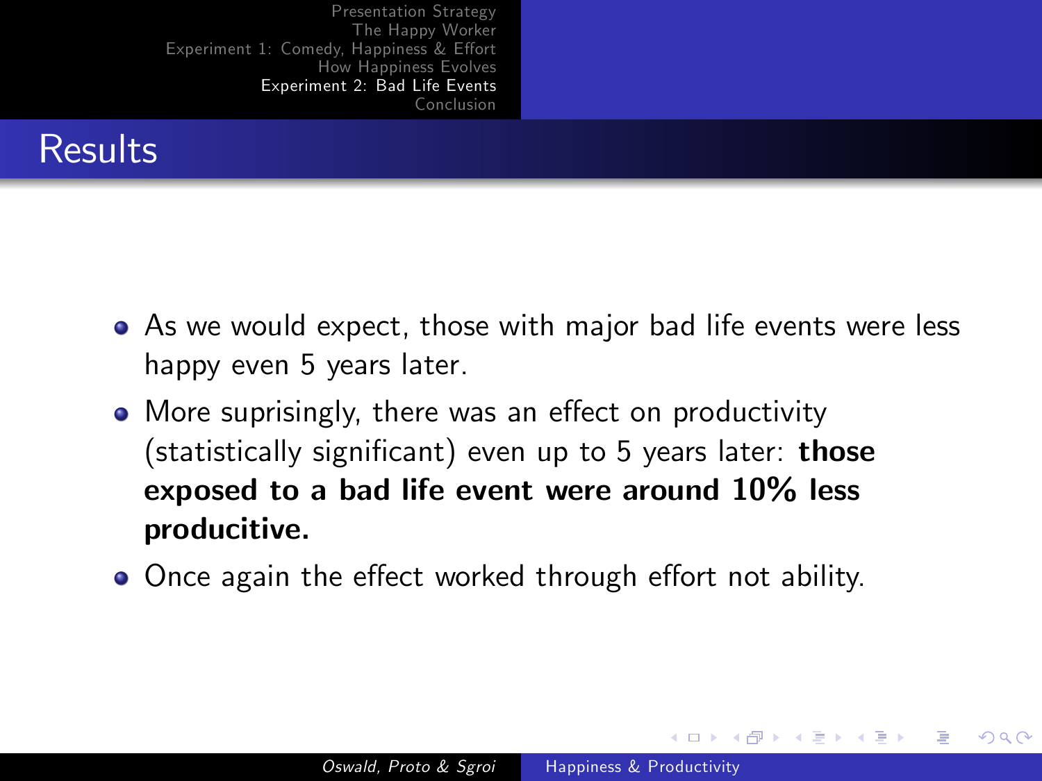## Results

- As we would expect, those with major bad life events were less happy even 5 years later.
- More suprisingly, there was an effect on productivity (statistically significant) even up to 5 years later: **those exposed to a bad life event were around 10% less producitive.**
- Once again the effect worked through effort not ability.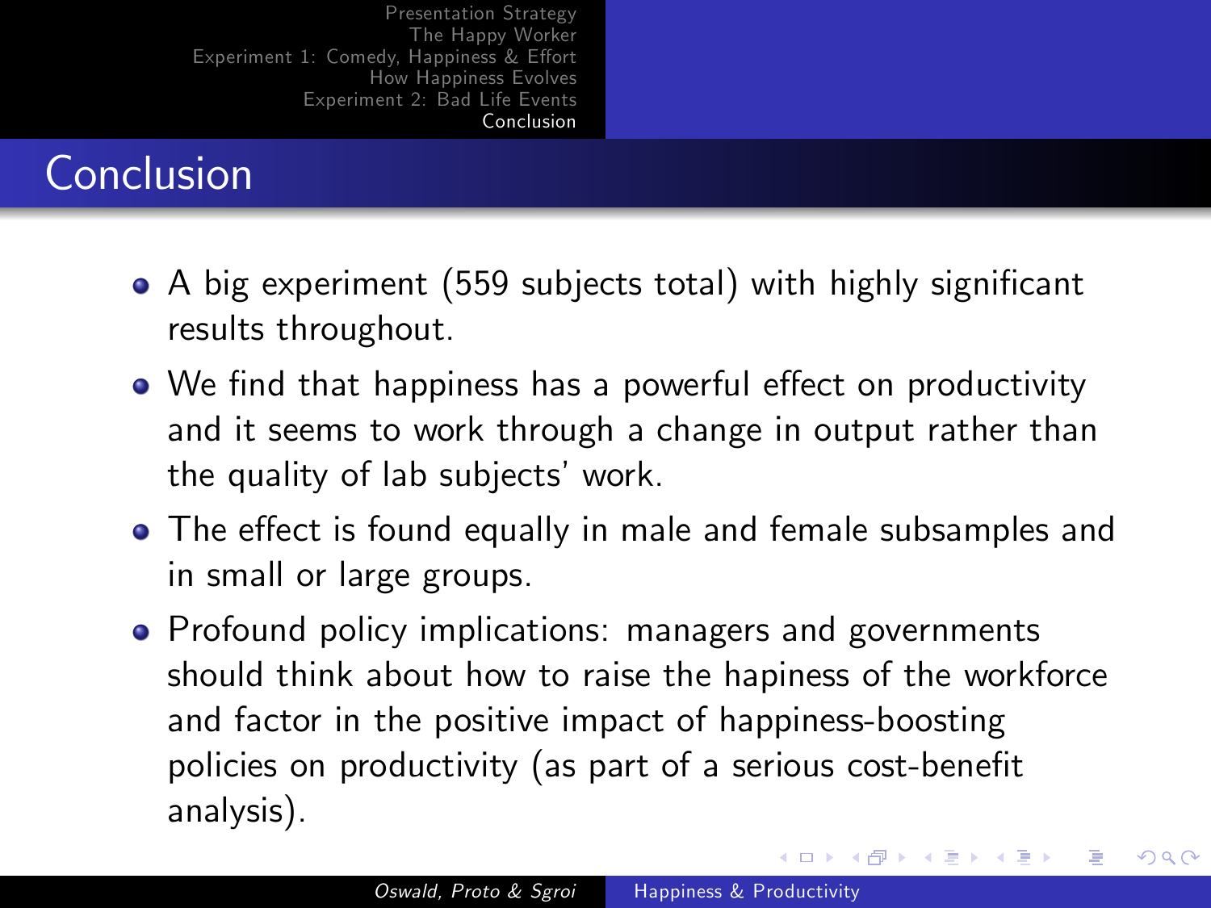# Conclusion

- A big experiment (559 subjects total) with highly significant results throughout.
- We find that happiness has a powerful effect on productivity and it seems to work through a change in output rather than the quality of lab subjects' work.
- The effect is found equally in male and female subsamples and in small or large groups.
- Profound policy implications: managers and governments should think about how to raise the hapiness of the workforce and factor in the positive impact of happiness-boosting policies on productivity (as part of a serious cost-benefit analysis).